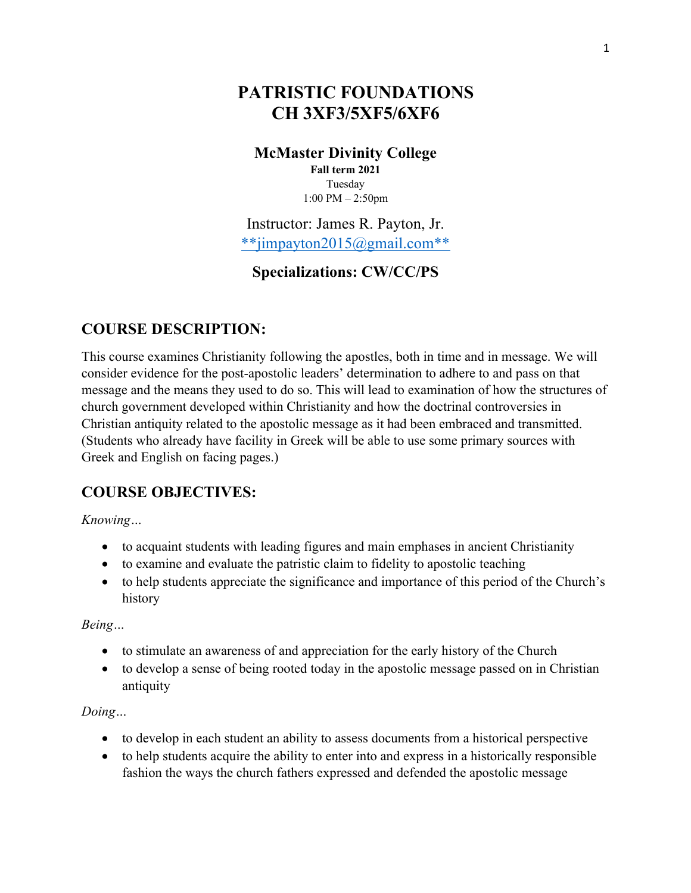# PATRISTIC FOUNDATIONS
# CH 3XF3/5XF5/6XF6

## McMaster Divinity College

**Fall term 2021**
Tuesday
1:00 PM – 2:50pm

Instructor: James R. Payton, Jr.
**jimpayton2015@gmail.com**

**Specializations: CW/CC/PS**

## COURSE DESCRIPTION:

This course examines Christianity following the apostles, both in time and in message. We will consider evidence for the post-apostolic leaders' determination to adhere to and pass on that message and the means they used to do so. This will lead to examination of how the structures of church government developed within Christianity and how the doctrinal controversies in Christian antiquity related to the apostolic message as it had been embraced and transmitted. (Students who already have facility in Greek will be able to use some primary sources with Greek and English on facing pages.)

## COURSE OBJECTIVES:

*Knowing…*

- to acquaint students with leading figures and main emphases in ancient Christianity
- to examine and evaluate the patristic claim to fidelity to apostolic teaching
- to help students appreciate the significance and importance of this period of the Church's history

*Being…*

- to stimulate an awareness of and appreciation for the early history of the Church
- to develop a sense of being rooted today in the apostolic message passed on in Christian antiquity

*Doing…*

- to develop in each student an ability to assess documents from a historical perspective
- to help students acquire the ability to enter into and express in a historically responsible fashion the ways the church fathers expressed and defended the apostolic message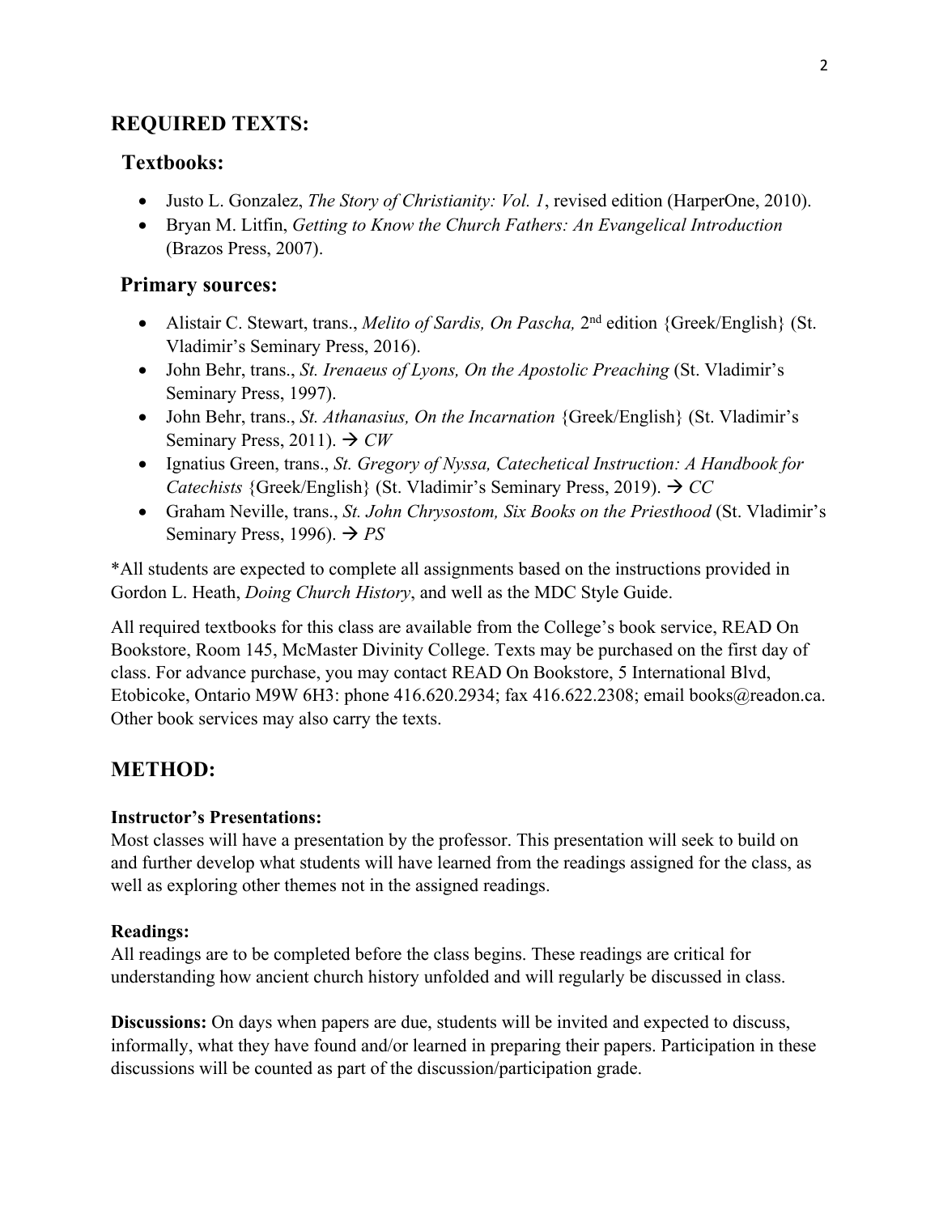## REQUIRED TEXTS:

### Textbooks:

- Justo L. Gonzalez, *The Story of Christianity: Vol. 1*, revised edition (HarperOne, 2010).
- Bryan M. Litfin, *Getting to Know the Church Fathers: An Evangelical Introduction* (Brazos Press, 2007).

### Primary sources:

- Alistair C. Stewart, trans., *Melito of Sardis, On Pascha,* 2nd edition {Greek/English} (St. Vladimir's Seminary Press, 2016).
- John Behr, trans., *St. Irenaeus of Lyons, On the Apostolic Preaching* (St. Vladimir's Seminary Press, 1997).
- John Behr, trans., *St. Athanasius, On the Incarnation* {Greek/English} (St. Vladimir's Seminary Press, 2011). → *CW*
- Ignatius Green, trans., *St. Gregory of Nyssa, Catechetical Instruction: A Handbook for Catechists* {Greek/English} (St. Vladimir's Seminary Press, 2019). → *CC*
- Graham Neville, trans., *St. John Chrysostom, Six Books on the Priesthood* (St. Vladimir's Seminary Press, 1996). → *PS*

*All students are expected to complete all assignments based on the instructions provided in Gordon L. Heath, *Doing Church History*, and well as the MDC Style Guide.

All required textbooks for this class are available from the College's book service, READ On Bookstore, Room 145, McMaster Divinity College. Texts may be purchased on the first day of class. For advance purchase, you may contact READ On Bookstore, 5 International Blvd, Etobicoke, Ontario M9W 6H3: phone 416.620.2934; fax 416.622.2308; email books@readon.ca. Other book services may also carry the texts.

## METHOD:

**Instructor's Presentations:**
Most classes will have a presentation by the professor. This presentation will seek to build on and further develop what students will have learned from the readings assigned for the class, as well as exploring other themes not in the assigned readings.

**Readings:**
All readings are to be completed before the class begins. These readings are critical for understanding how ancient church history unfolded and will regularly be discussed in class.

**Discussions:** On days when papers are due, students will be invited and expected to discuss, informally, what they have found and/or learned in preparing their papers. Participation in these discussions will be counted as part of the discussion/participation grade.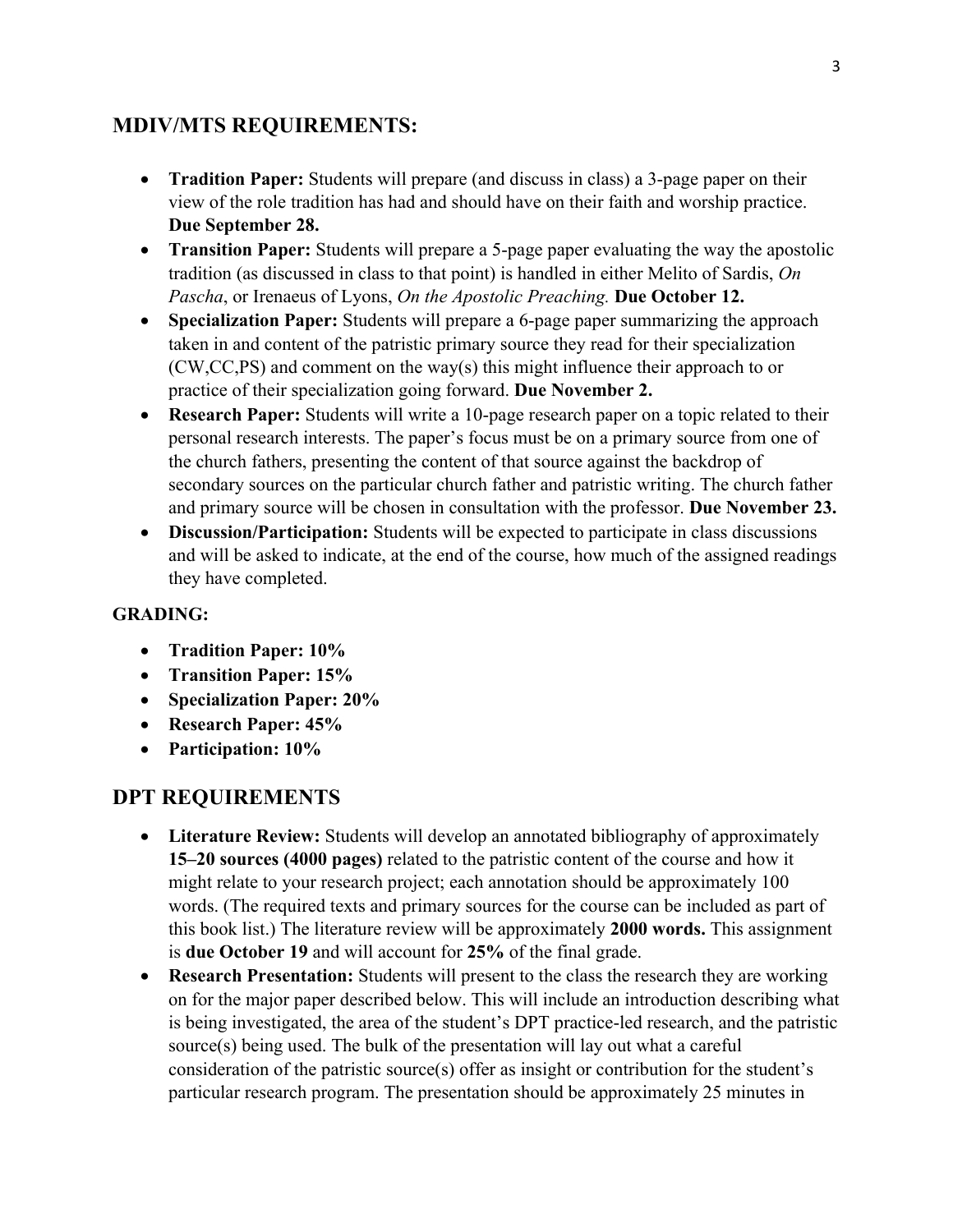## MDIV/MTS REQUIREMENTS:

- **Tradition Paper:** Students will prepare (and discuss in class) a 3-page paper on their view of the role tradition has had and should have on their faith and worship practice. **Due September 28.**
- **Transition Paper:** Students will prepare a 5-page paper evaluating the way the apostolic tradition (as discussed in class to that point) is handled in either Melito of Sardis, *On Pascha*, or Irenaeus of Lyons, *On the Apostolic Preaching.* **Due October 12.**
- **Specialization Paper:** Students will prepare a 6-page paper summarizing the approach taken in and content of the patristic primary source they read for their specialization (CW,CC,PS) and comment on the way(s) this might influence their approach to or practice of their specialization going forward. **Due November 2.**
- **Research Paper:** Students will write a 10-page research paper on a topic related to their personal research interests. The paper's focus must be on a primary source from one of the church fathers, presenting the content of that source against the backdrop of secondary sources on the particular church father and patristic writing. The church father and primary source will be chosen in consultation with the professor. **Due November 23.**
- **Discussion/Participation:** Students will be expected to participate in class discussions and will be asked to indicate, at the end of the course, how much of the assigned readings they have completed.

### GRADING:

- **Tradition Paper: 10%**
- **Transition Paper: 15%**
- **Specialization Paper: 20%**
- **Research Paper: 45%**
- **Participation: 10%**

## DPT REQUIREMENTS

- **Literature Review:** Students will develop an annotated bibliography of approximately **15–20 sources (4000 pages)** related to the patristic content of the course and how it might relate to your research project; each annotation should be approximately 100 words. (The required texts and primary sources for the course can be included as part of this book list.) The literature review will be approximately **2000 words.** This assignment is **due October 19** and will account for **25%** of the final grade.
- **Research Presentation:** Students will present to the class the research they are working on for the major paper described below. This will include an introduction describing what is being investigated, the area of the student's DPT practice-led research, and the patristic source(s) being used. The bulk of the presentation will lay out what a careful consideration of the patristic source(s) offer as insight or contribution for the student's particular research program. The presentation should be approximately 25 minutes in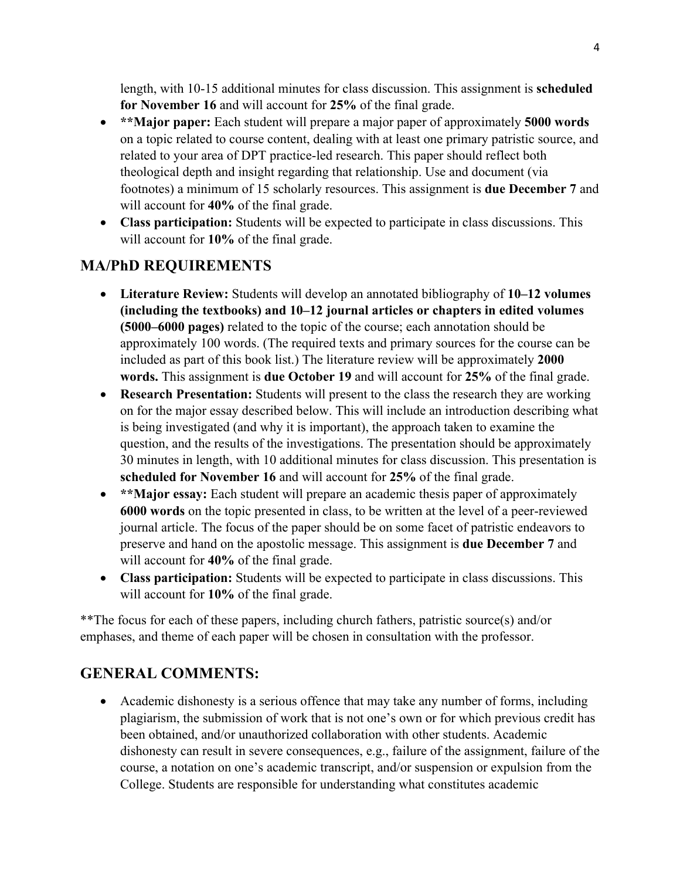length, with 10-15 additional minutes for class discussion. This assignment is **scheduled for November 16** and will account for **25%** of the final grade.

- **\*\*Major paper:** Each student will prepare a major paper of approximately **5000 words** on a topic related to course content, dealing with at least one primary patristic source, and related to your area of DPT practice-led research. This paper should reflect both theological depth and insight regarding that relationship. Use and document (via footnotes) a minimum of 15 scholarly resources. This assignment is **due December 7** and will account for **40%** of the final grade.
- **Class participation:** Students will be expected to participate in class discussions. This will account for **10%** of the final grade.

## MA/PhD REQUIREMENTS

- **Literature Review:** Students will develop an annotated bibliography of **10–12 volumes (including the textbooks) and 10–12 journal articles or chapters in edited volumes (5000–6000 pages)** related to the topic of the course; each annotation should be approximately 100 words. (The required texts and primary sources for the course can be included as part of this book list.) The literature review will be approximately **2000 words.** This assignment is **due October 19** and will account for **25%** of the final grade.
- **Research Presentation:** Students will present to the class the research they are working on for the major essay described below. This will include an introduction describing what is being investigated (and why it is important), the approach taken to examine the question, and the results of the investigations. The presentation should be approximately 30 minutes in length, with 10 additional minutes for class discussion. This presentation is **scheduled for November 16** and will account for **25%** of the final grade.
- **\*\*Major essay:** Each student will prepare an academic thesis paper of approximately **6000 words** on the topic presented in class, to be written at the level of a peer-reviewed journal article. The focus of the paper should be on some facet of patristic endeavors to preserve and hand on the apostolic message. This assignment is **due December 7** and will account for **40%** of the final grade.
- **Class participation:** Students will be expected to participate in class discussions. This will account for **10%** of the final grade.

\*\*The focus for each of these papers, including church fathers, patristic source(s) and/or emphases, and theme of each paper will be chosen in consultation with the professor.

## GENERAL COMMENTS:

- Academic dishonesty is a serious offence that may take any number of forms, including plagiarism, the submission of work that is not one's own or for which previous credit has been obtained, and/or unauthorized collaboration with other students. Academic dishonesty can result in severe consequences, e.g., failure of the assignment, failure of the course, a notation on one's academic transcript, and/or suspension or expulsion from the College. Students are responsible for understanding what constitutes academic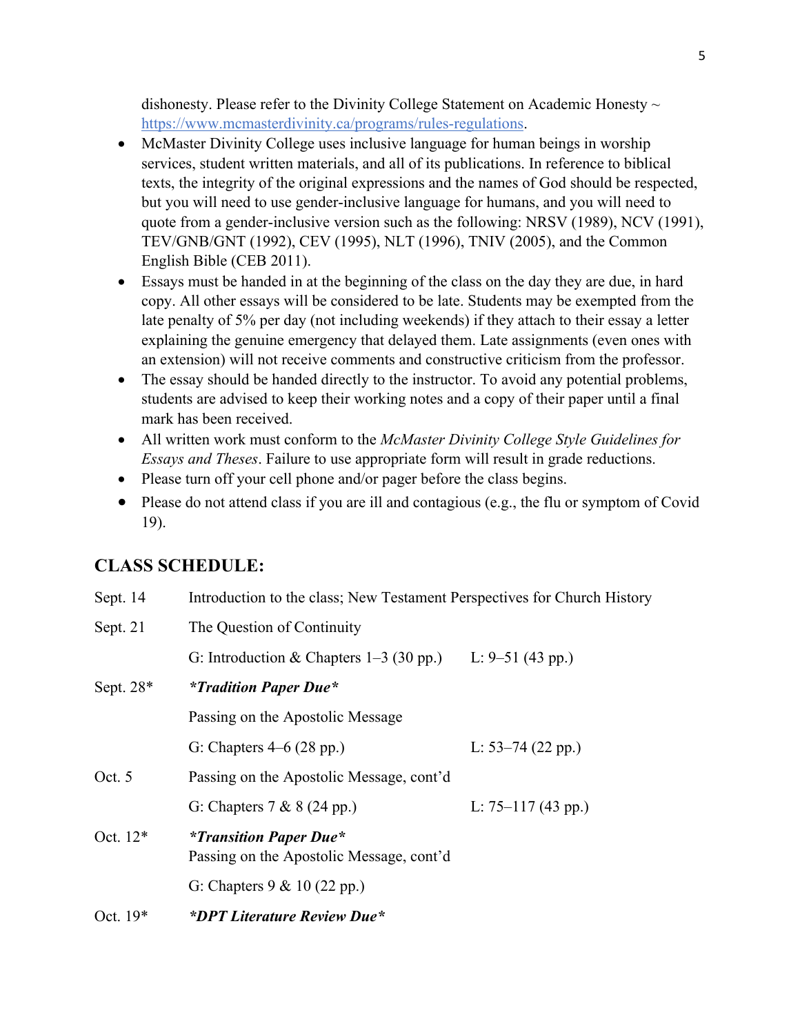dishonesty. Please refer to the Divinity College Statement on Academic Honesty ~ https://www.mcmasterdivinity.ca/programs/rules-regulations.

- McMaster Divinity College uses inclusive language for human beings in worship services, student written materials, and all of its publications. In reference to biblical texts, the integrity of the original expressions and the names of God should be respected, but you will need to use gender-inclusive language for humans, and you will need to quote from a gender-inclusive version such as the following: NRSV (1989), NCV (1991), TEV/GNB/GNT (1992), CEV (1995), NLT (1996), TNIV (2005), and the Common English Bible (CEB 2011).
- Essays must be handed in at the beginning of the class on the day they are due, in hard copy. All other essays will be considered to be late. Students may be exempted from the late penalty of 5% per day (not including weekends) if they attach to their essay a letter explaining the genuine emergency that delayed them. Late assignments (even ones with an extension) will not receive comments and constructive criticism from the professor.
- The essay should be handed directly to the instructor. To avoid any potential problems, students are advised to keep their working notes and a copy of their paper until a final mark has been received.
- All written work must conform to the *McMaster Divinity College Style Guidelines for Essays and Theses*. Failure to use appropriate form will result in grade reductions.
- Please turn off your cell phone and/or pager before the class begins.
- Please do not attend class if you are ill and contagious (e.g., the flu or symptom of Covid 19).

## CLASS SCHEDULE:

| | | |
|---|---|---|
| Sept. 14 | Introduction to the class; New Testament Perspectives for Church History | |
| Sept. 21 | The Question of Continuity | |
| | G: Introduction & Chapters 1–3 (30 pp.) | L: 9–51 (43 pp.) |
| Sept. 28* | ***Tradition Paper Due*** | |
| | Passing on the Apostolic Message | |
| | G: Chapters 4–6 (28 pp.) | L: 53–74 (22 pp.) |
| Oct. 5 | Passing on the Apostolic Message, cont'd | |
| | G: Chapters 7 & 8 (24 pp.) | L: 75–117 (43 pp.) |
| Oct. 12* | ***Transition Paper Due*** Passing on the Apostolic Message, cont'd | |
| | G: Chapters 9 & 10 (22 pp.) | |
| Oct. 19* | ***DPT Literature Review Due*** | |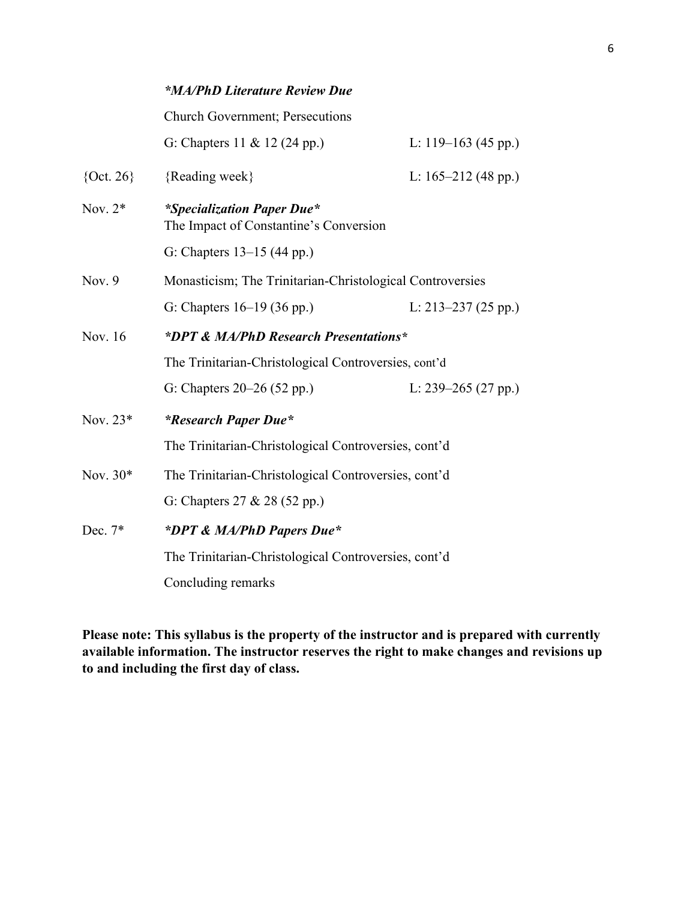| | | |
|---|---|---|
| | ***MA/PhD Literature Review Due*** | |
| | Church Government; Persecutions | |
| | G: Chapters 11 & 12 (24 pp.) | L: 119–163 (45 pp.) |
| {Oct. 26} | {Reading week} | L: 165–212 (48 pp.) |
| Nov. 2* | ***Specialization Paper Due*** | |
| | The Impact of Constantine's Conversion | |
| | G: Chapters 13–15 (44 pp.) | |
| Nov. 9 | Monasticism; The Trinitarian-Christological Controversies | |
| | G: Chapters 16–19 (36 pp.) | L: 213–237 (25 pp.) |
| Nov. 16 | ***DPT & MA/PhD Research Presentations*** | |
| | The Trinitarian-Christological Controversies, cont'd | |
| | G: Chapters 20–26 (52 pp.) | L: 239–265 (27 pp.) |
| Nov. 23* | ***Research Paper Due*** | |
| | The Trinitarian-Christological Controversies, cont'd | |
| Nov. 30* | The Trinitarian-Christological Controversies, cont'd | |
| | G: Chapters 27 & 28 (52 pp.) | |
| Dec. 7* | ***DPT & MA/PhD Papers Due*** | |
| | The Trinitarian-Christological Controversies, cont'd | |
| | Concluding remarks | |

**Please note: This syllabus is the property of the instructor and is prepared with currently available information. The instructor reserves the right to make changes and revisions up to and including the first day of class.**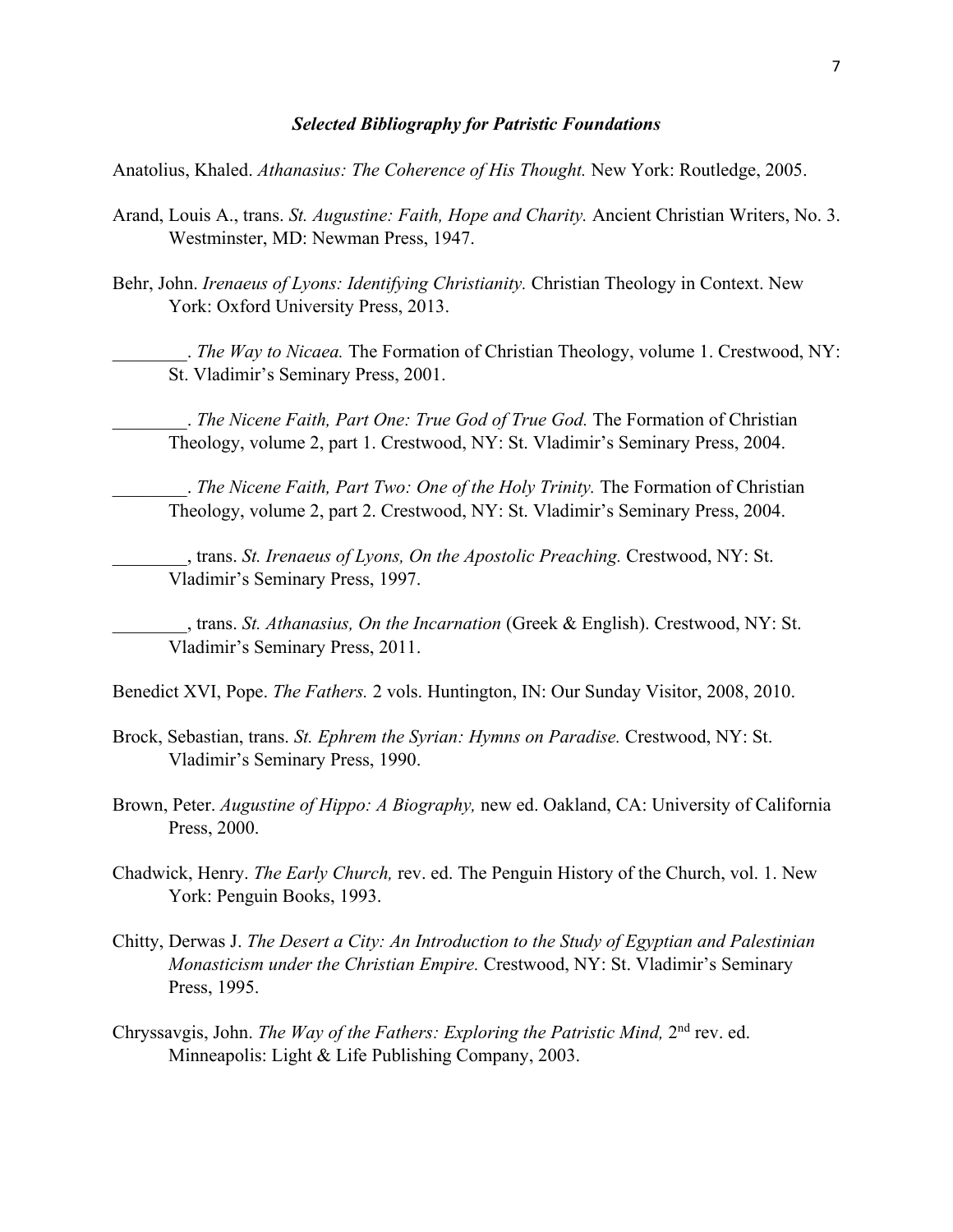### ***Selected Bibliography for Patristic Foundations***

Anatolius, Khaled. *Athanasius: The Coherence of His Thought.* New York: Routledge, 2005.

Arand, Louis A., trans. *St. Augustine: Faith, Hope and Charity.* Ancient Christian Writers, No. 3. Westminster, MD: Newman Press, 1947.

Behr, John. *Irenaeus of Lyons: Identifying Christianity.* Christian Theology in Context. New York: Oxford University Press, 2013.

________. *The Way to Nicaea.* The Formation of Christian Theology, volume 1. Crestwood, NY: St. Vladimir's Seminary Press, 2001.

________. *The Nicene Faith, Part One: True God of True God.* The Formation of Christian Theology, volume 2, part 1. Crestwood, NY: St. Vladimir's Seminary Press, 2004.

________. *The Nicene Faith, Part Two: One of the Holy Trinity.* The Formation of Christian Theology, volume 2, part 2. Crestwood, NY: St. Vladimir's Seminary Press, 2004.

________, trans. *St. Irenaeus of Lyons, On the Apostolic Preaching.* Crestwood, NY: St. Vladimir's Seminary Press, 1997.

________, trans. *St. Athanasius, On the Incarnation* (Greek & English). Crestwood, NY: St. Vladimir's Seminary Press, 2011.

Benedict XVI, Pope. *The Fathers.* 2 vols. Huntington, IN: Our Sunday Visitor, 2008, 2010.

Brock, Sebastian, trans. *St. Ephrem the Syrian: Hymns on Paradise.* Crestwood, NY: St. Vladimir's Seminary Press, 1990.

Brown, Peter. *Augustine of Hippo: A Biography,* new ed. Oakland, CA: University of California Press, 2000.

Chadwick, Henry. *The Early Church,* rev. ed. The Penguin History of the Church, vol. 1. New York: Penguin Books, 1993.

Chitty, Derwas J. *The Desert a City: An Introduction to the Study of Egyptian and Palestinian Monasticism under the Christian Empire.* Crestwood, NY: St. Vladimir's Seminary Press, 1995.

Chryssavgis, John. *The Way of the Fathers: Exploring the Patristic Mind,* 2nd rev. ed. Minneapolis: Light & Life Publishing Company, 2003.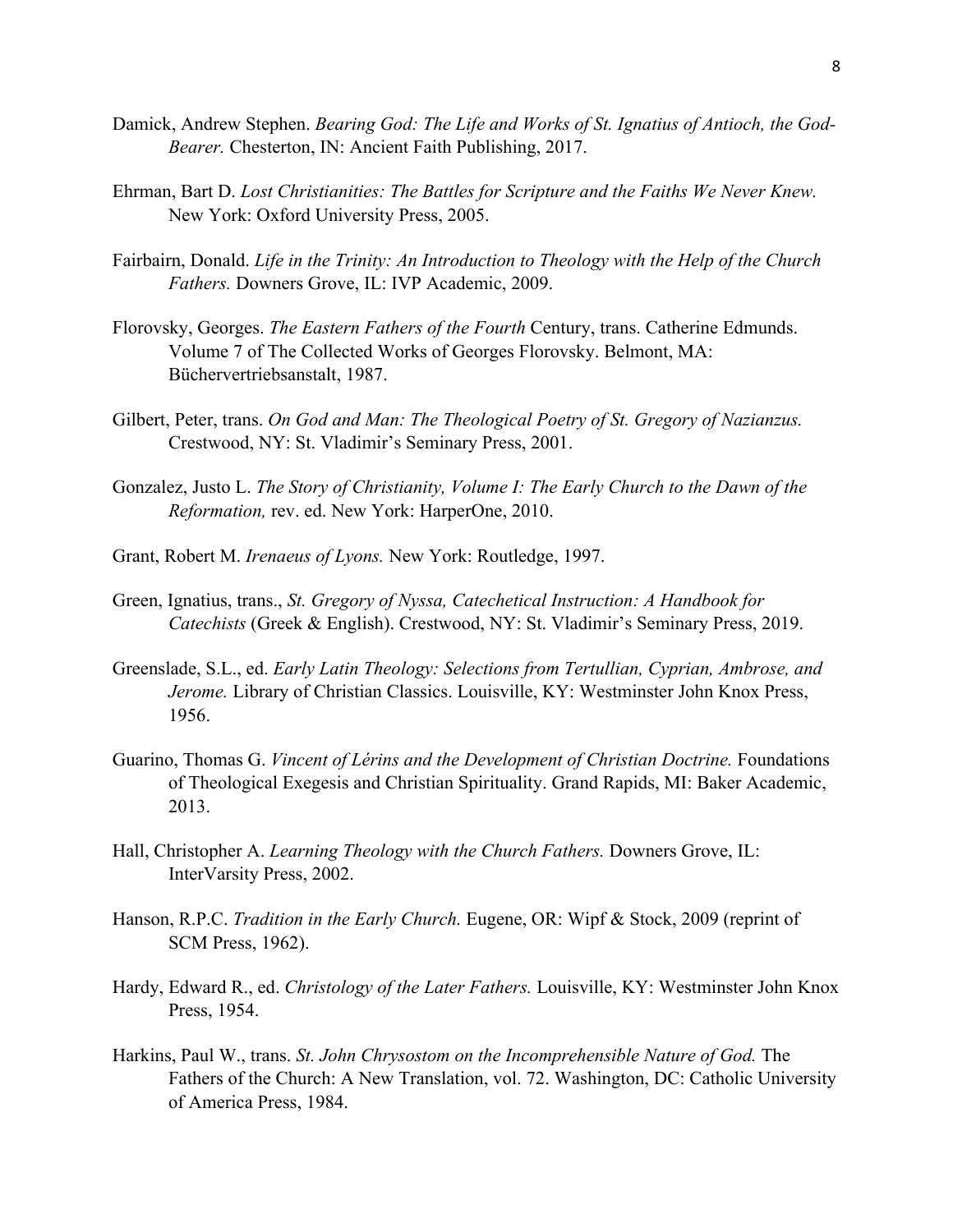Damick, Andrew Stephen. *Bearing God: The Life and Works of St. Ignatius of Antioch, the God-Bearer.* Chesterton, IN: Ancient Faith Publishing, 2017.

Ehrman, Bart D. *Lost Christianities: The Battles for Scripture and the Faiths We Never Knew.* New York: Oxford University Press, 2005.

Fairbairn, Donald. *Life in the Trinity: An Introduction to Theology with the Help of the Church Fathers.* Downers Grove, IL: IVP Academic, 2009.

Florovsky, Georges. *The Eastern Fathers of the Fourth* Century, trans. Catherine Edmunds. Volume 7 of The Collected Works of Georges Florovsky. Belmont, MA: Büchervertriebsanstalt, 1987.

Gilbert, Peter, trans. *On God and Man: The Theological Poetry of St. Gregory of Nazianzus.* Crestwood, NY: St. Vladimir's Seminary Press, 2001.

Gonzalez, Justo L. *The Story of Christianity, Volume I: The Early Church to the Dawn of the Reformation,* rev. ed. New York: HarperOne, 2010.

Grant, Robert M. *Irenaeus of Lyons.* New York: Routledge, 1997.

Green, Ignatius, trans., *St. Gregory of Nyssa, Catechetical Instruction: A Handbook for Catechists* (Greek & English). Crestwood, NY: St. Vladimir's Seminary Press, 2019.

Greenslade, S.L., ed. *Early Latin Theology: Selections from Tertullian, Cyprian, Ambrose, and Jerome.* Library of Christian Classics. Louisville, KY: Westminster John Knox Press, 1956.

Guarino, Thomas G. *Vincent of Lérins and the Development of Christian Doctrine.* Foundations of Theological Exegesis and Christian Spirituality. Grand Rapids, MI: Baker Academic, 2013.

Hall, Christopher A. *Learning Theology with the Church Fathers.* Downers Grove, IL: InterVarsity Press, 2002.

Hanson, R.P.C. *Tradition in the Early Church.* Eugene, OR: Wipf & Stock, 2009 (reprint of SCM Press, 1962).

Hardy, Edward R., ed. *Christology of the Later Fathers.* Louisville, KY: Westminster John Knox Press, 1954.

Harkins, Paul W., trans. *St. John Chrysostom on the Incomprehensible Nature of God.* The Fathers of the Church: A New Translation, vol. 72. Washington, DC: Catholic University of America Press, 1984.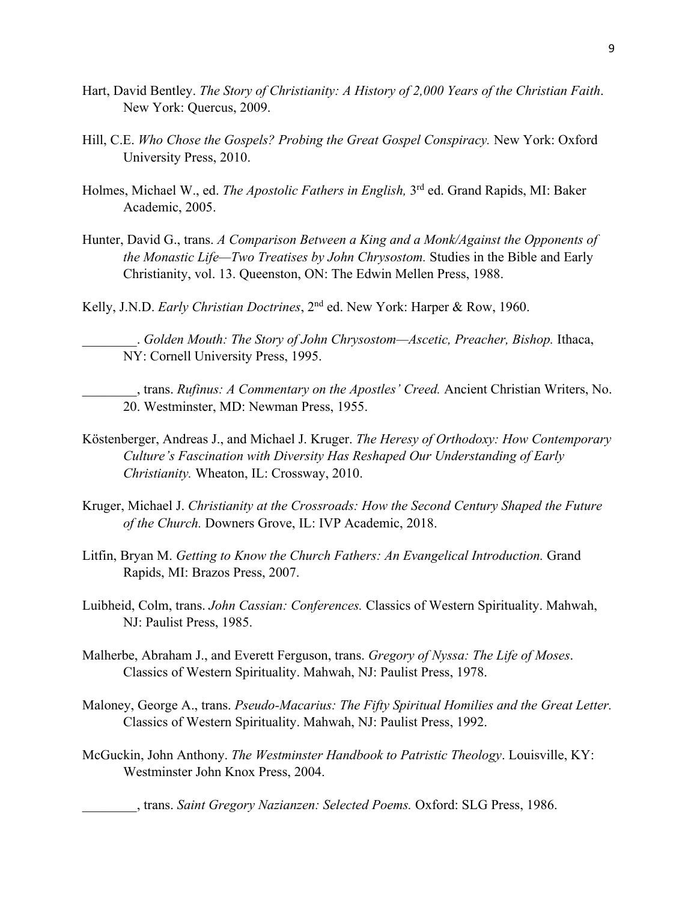Hart, David Bentley. *The Story of Christianity: A History of 2,000 Years of the Christian Faith*. New York: Quercus, 2009.

Hill, C.E. *Who Chose the Gospels? Probing the Great Gospel Conspiracy.* New York: Oxford University Press, 2010.

Holmes, Michael W., ed. *The Apostolic Fathers in English,* 3rd ed. Grand Rapids, MI: Baker Academic, 2005.

Hunter, David G., trans. *A Comparison Between a King and a Monk/Against the Opponents of the Monastic Life—Two Treatises by John Chrysostom.* Studies in the Bible and Early Christianity, vol. 13. Queenston, ON: The Edwin Mellen Press, 1988.

Kelly, J.N.D. *Early Christian Doctrines*, 2nd ed. New York: Harper & Row, 1960.

________. *Golden Mouth: The Story of John Chrysostom—Ascetic, Preacher, Bishop.* Ithaca, NY: Cornell University Press, 1995.

________, trans. *Rufinus: A Commentary on the Apostles' Creed.* Ancient Christian Writers, No. 20. Westminster, MD: Newman Press, 1955.

Köstenberger, Andreas J., and Michael J. Kruger. *The Heresy of Orthodoxy: How Contemporary Culture's Fascination with Diversity Has Reshaped Our Understanding of Early Christianity.* Wheaton, IL: Crossway, 2010.

Kruger, Michael J. *Christianity at the Crossroads: How the Second Century Shaped the Future of the Church.* Downers Grove, IL: IVP Academic, 2018.

Litfin, Bryan M. *Getting to Know the Church Fathers: An Evangelical Introduction.* Grand Rapids, MI: Brazos Press, 2007.

Luibheid, Colm, trans. *John Cassian: Conferences.* Classics of Western Spirituality. Mahwah, NJ: Paulist Press, 1985.

Malherbe, Abraham J., and Everett Ferguson, trans. *Gregory of Nyssa: The Life of Moses*. Classics of Western Spirituality. Mahwah, NJ: Paulist Press, 1978.

Maloney, George A., trans. *Pseudo-Macarius: The Fifty Spiritual Homilies and the Great Letter.* Classics of Western Spirituality. Mahwah, NJ: Paulist Press, 1992.

McGuckin, John Anthony. *The Westminster Handbook to Patristic Theology*. Louisville, KY: Westminster John Knox Press, 2004.

________, trans. *Saint Gregory Nazianzen: Selected Poems.* Oxford: SLG Press, 1986.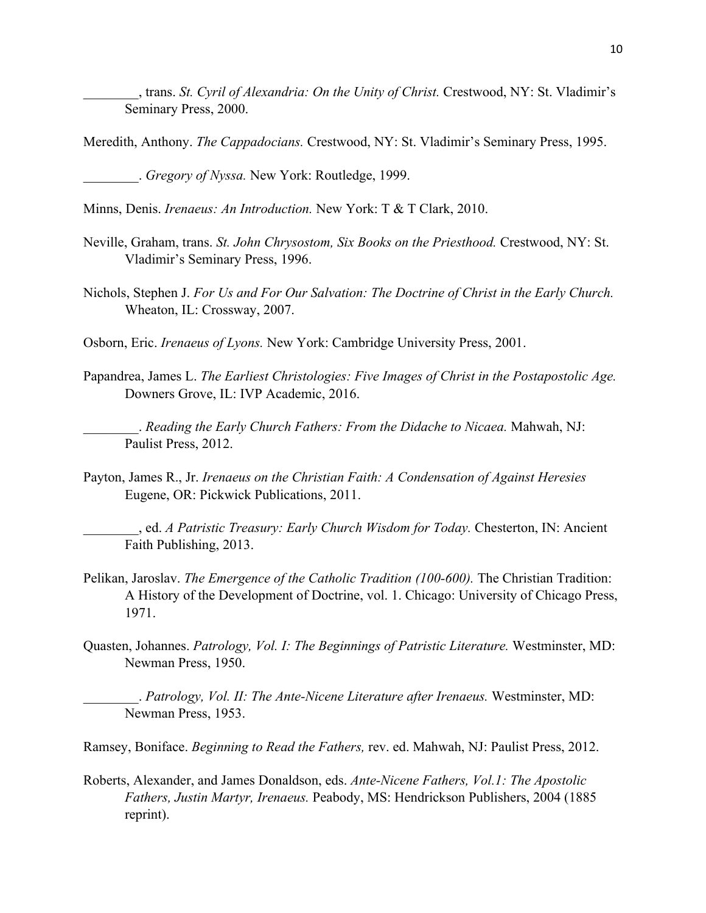________, trans. *St. Cyril of Alexandria: On the Unity of Christ.* Crestwood, NY: St. Vladimir's Seminary Press, 2000.

Meredith, Anthony. *The Cappadocians.* Crestwood, NY: St. Vladimir's Seminary Press, 1995.

________. *Gregory of Nyssa.* New York: Routledge, 1999.

Minns, Denis. *Irenaeus: An Introduction.* New York: T & T Clark, 2010.

Neville, Graham, trans. *St. John Chrysostom, Six Books on the Priesthood.* Crestwood, NY: St. Vladimir's Seminary Press, 1996.

Nichols, Stephen J. *For Us and For Our Salvation: The Doctrine of Christ in the Early Church.* Wheaton, IL: Crossway, 2007.

Osborn, Eric. *Irenaeus of Lyons.* New York: Cambridge University Press, 2001.

Papandrea, James L. *The Earliest Christologies: Five Images of Christ in the Postapostolic Age.* Downers Grove, IL: IVP Academic, 2016.

________. *Reading the Early Church Fathers: From the Didache to Nicaea.* Mahwah, NJ: Paulist Press, 2012.

Payton, James R., Jr. *Irenaeus on the Christian Faith: A Condensation of Against Heresies* Eugene, OR: Pickwick Publications, 2011.

________, ed. *A Patristic Treasury: Early Church Wisdom for Today.* Chesterton, IN: Ancient Faith Publishing, 2013.

Pelikan, Jaroslav. *The Emergence of the Catholic Tradition (100-600).* The Christian Tradition: A History of the Development of Doctrine, vol. 1. Chicago: University of Chicago Press, 1971.

Quasten, Johannes. *Patrology, Vol. I: The Beginnings of Patristic Literature.* Westminster, MD: Newman Press, 1950.

________. *Patrology, Vol. II: The Ante-Nicene Literature after Irenaeus.* Westminster, MD: Newman Press, 1953.

Ramsey, Boniface. *Beginning to Read the Fathers,* rev. ed. Mahwah, NJ: Paulist Press, 2012.

Roberts, Alexander, and James Donaldson, eds. *Ante-Nicene Fathers, Vol.1: The Apostolic Fathers, Justin Martyr, Irenaeus.* Peabody, MS: Hendrickson Publishers, 2004 (1885 reprint).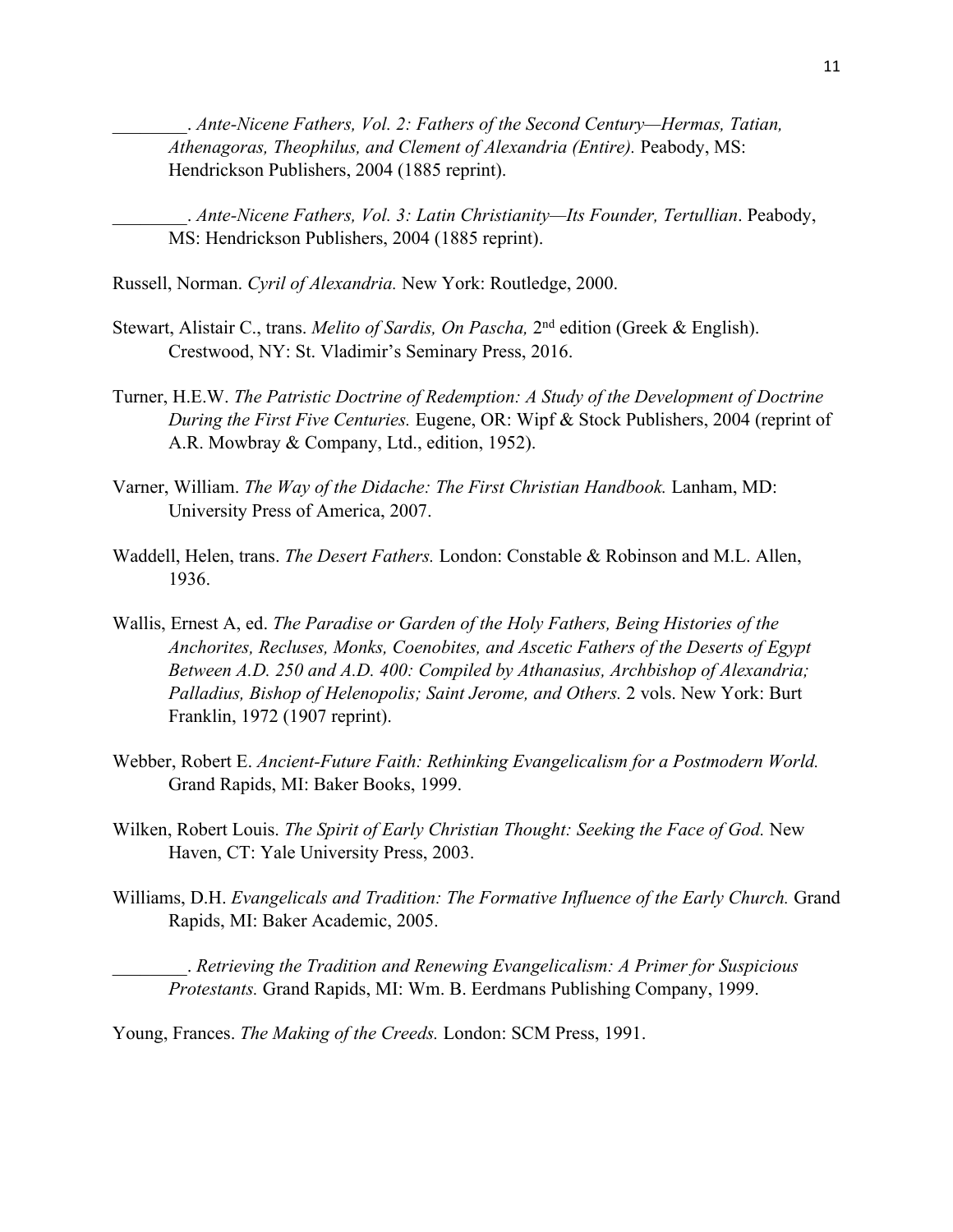________. *Ante-Nicene Fathers, Vol. 2: Fathers of the Second Century—Hermas, Tatian, Athenagoras, Theophilus, and Clement of Alexandria (Entire).* Peabody, MS: Hendrickson Publishers, 2004 (1885 reprint).

________. *Ante-Nicene Fathers, Vol. 3: Latin Christianity—Its Founder, Tertullian*. Peabody, MS: Hendrickson Publishers, 2004 (1885 reprint).

Russell, Norman. *Cyril of Alexandria.* New York: Routledge, 2000.

Stewart, Alistair C., trans. *Melito of Sardis, On Pascha,* 2nd edition (Greek & English). Crestwood, NY: St. Vladimir's Seminary Press, 2016.

Turner, H.E.W. *The Patristic Doctrine of Redemption: A Study of the Development of Doctrine During the First Five Centuries.* Eugene, OR: Wipf & Stock Publishers, 2004 (reprint of A.R. Mowbray & Company, Ltd., edition, 1952).

Varner, William. *The Way of the Didache: The First Christian Handbook.* Lanham, MD: University Press of America, 2007.

Waddell, Helen, trans. *The Desert Fathers.* London: Constable & Robinson and M.L. Allen, 1936.

Wallis, Ernest A, ed. *The Paradise or Garden of the Holy Fathers, Being Histories of the Anchorites, Recluses, Monks, Coenobites, and Ascetic Fathers of the Deserts of Egypt Between A.D. 250 and A.D. 400: Compiled by Athanasius, Archbishop of Alexandria; Palladius, Bishop of Helenopolis; Saint Jerome, and Others.* 2 vols. New York: Burt Franklin, 1972 (1907 reprint).

Webber, Robert E. *Ancient-Future Faith: Rethinking Evangelicalism for a Postmodern World.* Grand Rapids, MI: Baker Books, 1999.

Wilken, Robert Louis. *The Spirit of Early Christian Thought: Seeking the Face of God.* New Haven, CT: Yale University Press, 2003.

Williams, D.H. *Evangelicals and Tradition: The Formative Influence of the Early Church.* Grand Rapids, MI: Baker Academic, 2005.

________. *Retrieving the Tradition and Renewing Evangelicalism: A Primer for Suspicious Protestants.* Grand Rapids, MI: Wm. B. Eerdmans Publishing Company, 1999.

Young, Frances. *The Making of the Creeds.* London: SCM Press, 1991.